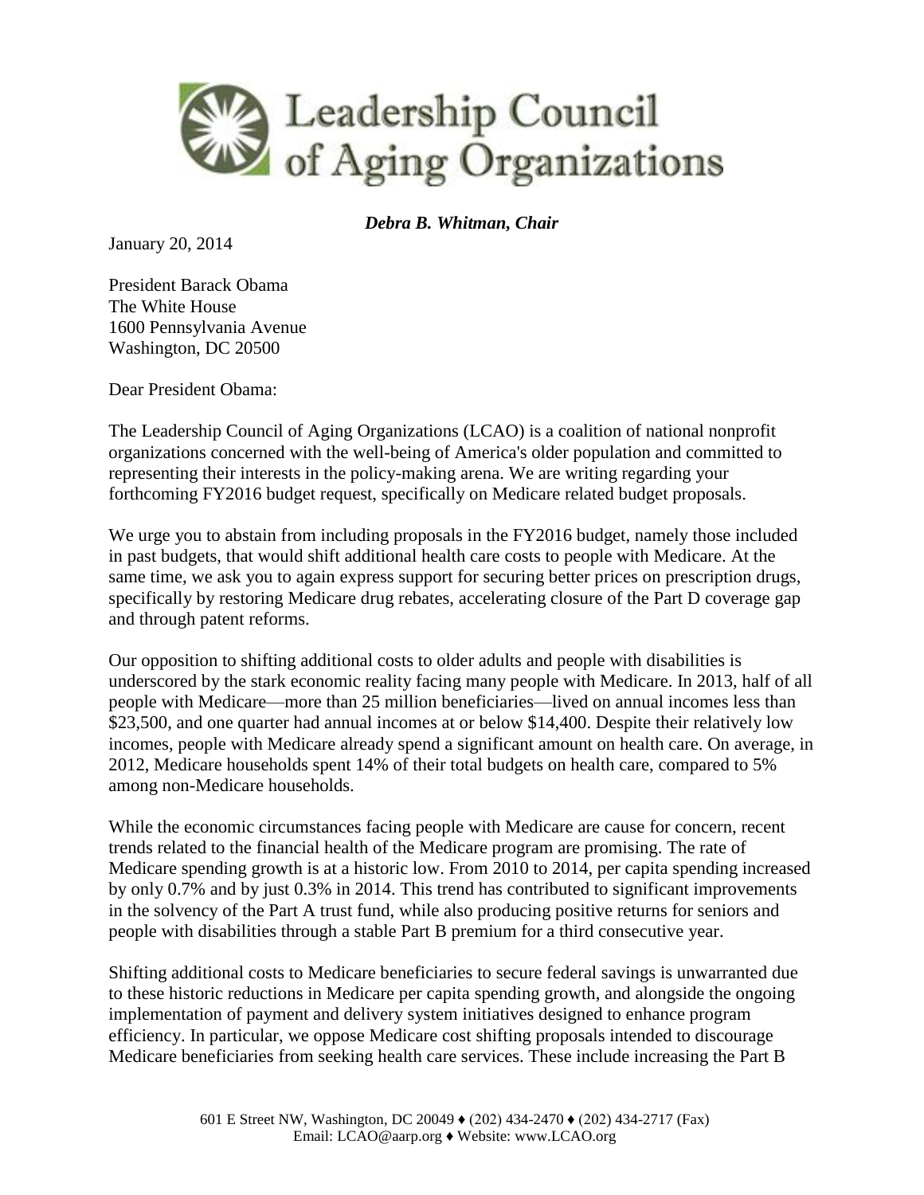# Leadership Council of Aging Organizations

***Debra B. Whitman, Chair***

January 20, 2014

President Barack Obama
The White House
1600 Pennsylvania Avenue
Washington, DC 20500

Dear President Obama:

The Leadership Council of Aging Organizations (LCAO) is a coalition of national nonprofit organizations concerned with the well-being of America's older population and committed to representing their interests in the policy-making arena. We are writing regarding your forthcoming FY2016 budget request, specifically on Medicare related budget proposals.

We urge you to abstain from including proposals in the FY2016 budget, namely those included in past budgets, that would shift additional health care costs to people with Medicare. At the same time, we ask you to again express support for securing better prices on prescription drugs, specifically by restoring Medicare drug rebates, accelerating closure of the Part D coverage gap and through patent reforms.

Our opposition to shifting additional costs to older adults and people with disabilities is underscored by the stark economic reality facing many people with Medicare. In 2013, half of all people with Medicare—more than 25 million beneficiaries—lived on annual incomes less than $23,500, and one quarter had annual incomes at or below $14,400. Despite their relatively low incomes, people with Medicare already spend a significant amount on health care. On average, in 2012, Medicare households spent 14% of their total budgets on health care, compared to 5% among non-Medicare households.

While the economic circumstances facing people with Medicare are cause for concern, recent trends related to the financial health of the Medicare program are promising. The rate of Medicare spending growth is at a historic low. From 2010 to 2014, per capita spending increased by only 0.7% and by just 0.3% in 2014. This trend has contributed to significant improvements in the solvency of the Part A trust fund, while also producing positive returns for seniors and people with disabilities through a stable Part B premium for a third consecutive year.

Shifting additional costs to Medicare beneficiaries to secure federal savings is unwarranted due to these historic reductions in Medicare per capita spending growth, and alongside the ongoing implementation of payment and delivery system initiatives designed to enhance program efficiency. In particular, we oppose Medicare cost shifting proposals intended to discourage Medicare beneficiaries from seeking health care services. These include increasing the Part B

601 E Street NW, Washington, DC 20049 ♦ (202) 434-2470 ♦ (202) 434-2717 (Fax)
Email: LCAO@aarp.org ♦ Website: www.LCAO.org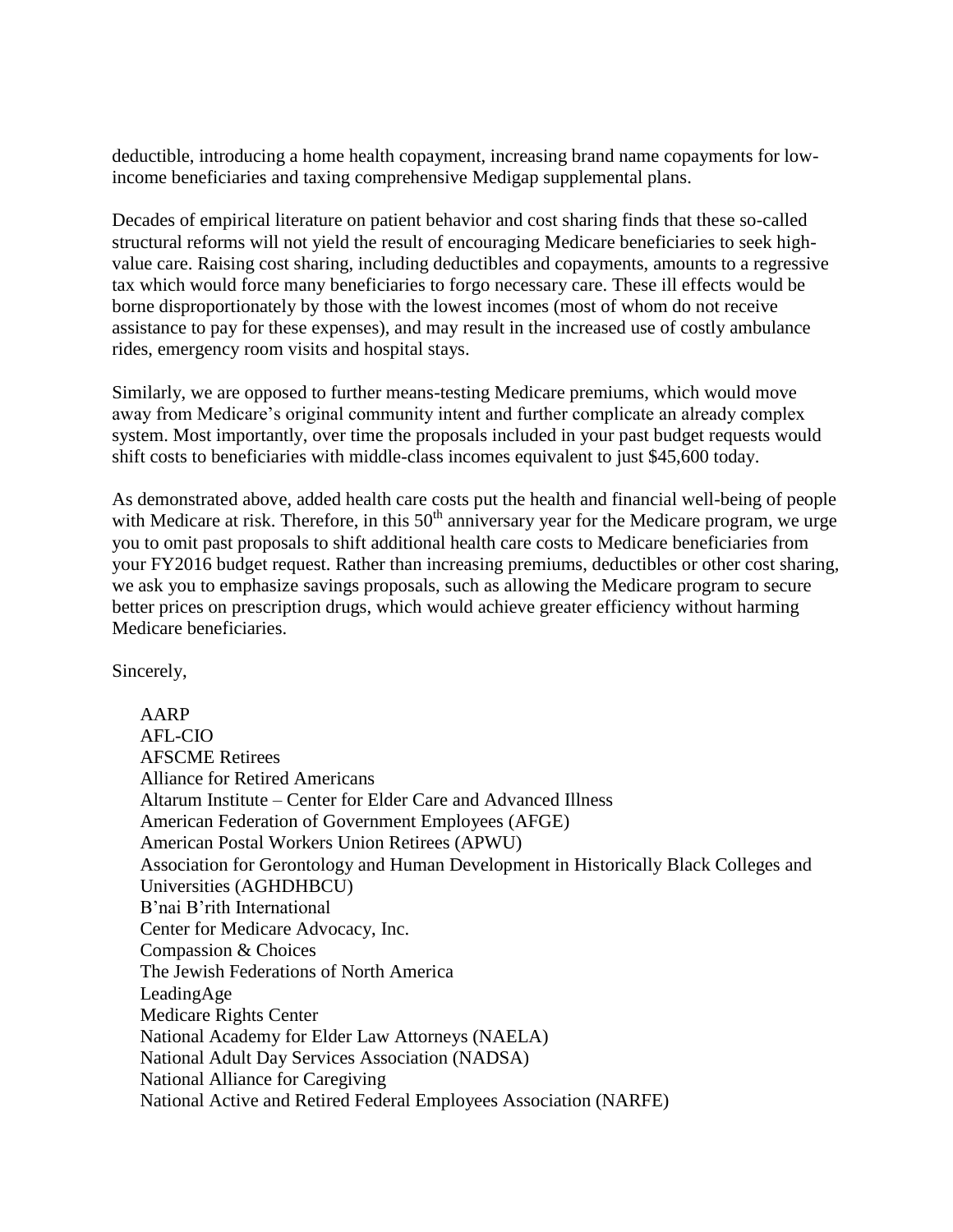deductible, introducing a home health copayment, increasing brand name copayments for low-income beneficiaries and taxing comprehensive Medigap supplemental plans.

Decades of empirical literature on patient behavior and cost sharing finds that these so-called structural reforms will not yield the result of encouraging Medicare beneficiaries to seek high-value care. Raising cost sharing, including deductibles and copayments, amounts to a regressive tax which would force many beneficiaries to forgo necessary care. These ill effects would be borne disproportionately by those with the lowest incomes (most of whom do not receive assistance to pay for these expenses), and may result in the increased use of costly ambulance rides, emergency room visits and hospital stays.

Similarly, we are opposed to further means-testing Medicare premiums, which would move away from Medicare's original community intent and further complicate an already complex system. Most importantly, over time the proposals included in your past budget requests would shift costs to beneficiaries with middle-class incomes equivalent to just $45,600 today.

As demonstrated above, added health care costs put the health and financial well-being of people with Medicare at risk. Therefore, in this 50th anniversary year for the Medicare program, we urge you to omit past proposals to shift additional health care costs to Medicare beneficiaries from your FY2016 budget request. Rather than increasing premiums, deductibles or other cost sharing, we ask you to emphasize savings proposals, such as allowing the Medicare program to secure better prices on prescription drugs, which would achieve greater efficiency without harming Medicare beneficiaries.

Sincerely,

AARP
AFL-CIO
AFSCME Retirees
Alliance for Retired Americans
Altarum Institute – Center for Elder Care and Advanced Illness
American Federation of Government Employees (AFGE)
American Postal Workers Union Retirees (APWU)
Association for Gerontology and Human Development in Historically Black Colleges and Universities (AGHDHBCU)
B'nai B'rith International
Center for Medicare Advocacy, Inc.
Compassion & Choices
The Jewish Federations of North America
LeadingAge
Medicare Rights Center
National Academy for Elder Law Attorneys (NAELA)
National Adult Day Services Association (NADSA)
National Alliance for Caregiving
National Active and Retired Federal Employees Association (NARFE)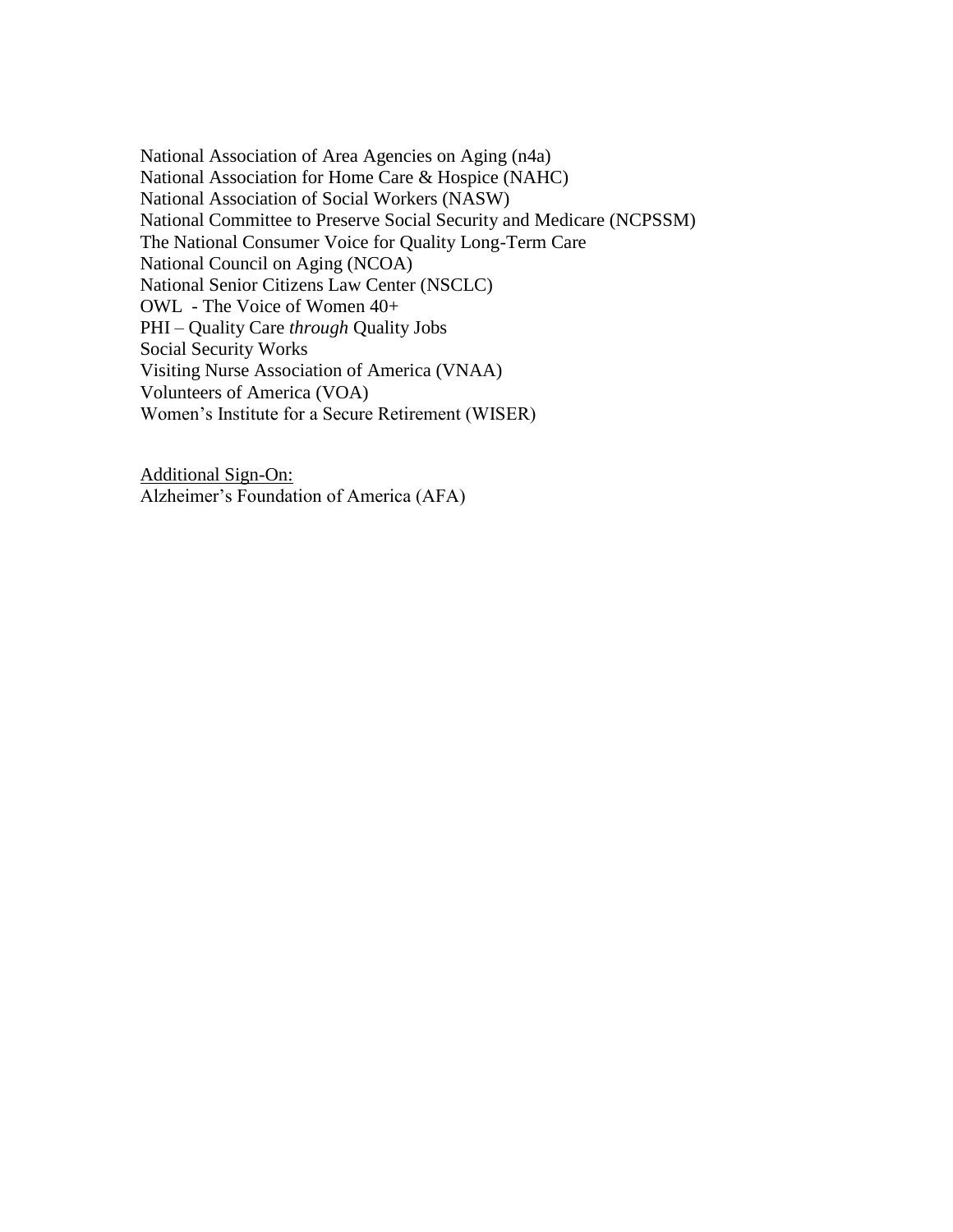National Association of Area Agencies on Aging (n4a)
National Association for Home Care & Hospice (NAHC)
National Association of Social Workers (NASW)
National Committee to Preserve Social Security and Medicare (NCPSSM)
The National Consumer Voice for Quality Long-Term Care
National Council on Aging (NCOA)
National Senior Citizens Law Center (NSCLC)
OWL - The Voice of Women 40+
PHI – Quality Care *through* Quality Jobs
Social Security Works
Visiting Nurse Association of America (VNAA)
Volunteers of America (VOA)
Women's Institute for a Secure Retirement (WISER)

<u>Additional Sign-On:</u>
Alzheimer's Foundation of America (AFA)